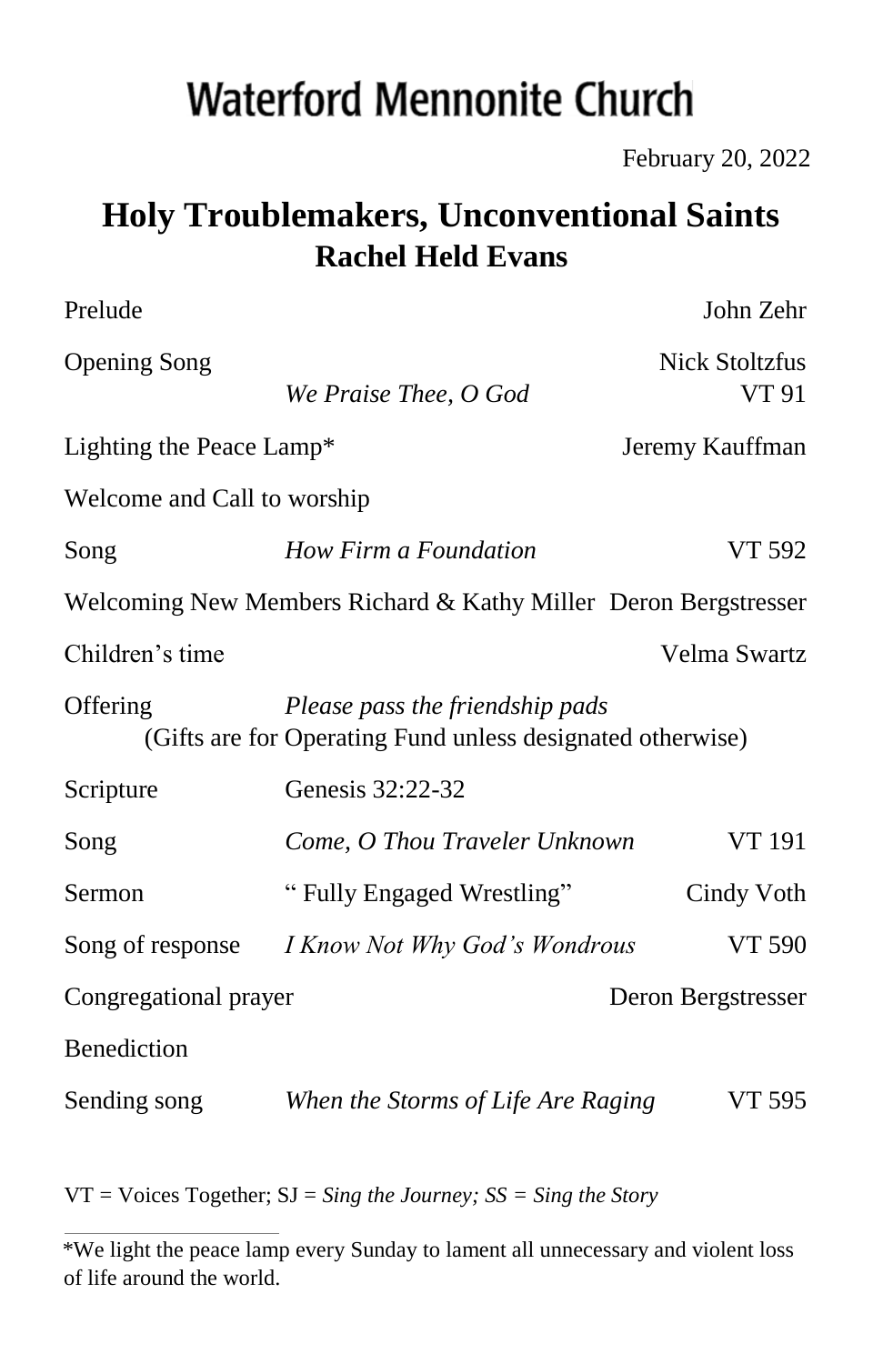# Waterford Mennonite Church

February 20, 2022

## Holy Troublemakers, Unconventional Saints
### Rachel Held Evans

| | | |
|---|---|---|
| Prelude | | John Zehr |
| Opening Song | *We Praise Thee, O God* | Nick Stoltzfus<br>VT 91 |
| Lighting the Peace Lamp* | | Jeremy Kauffman |
| Welcome and Call to worship | | |
| Song | *How Firm a Foundation* | VT 592 |
| Welcoming New Members Richard & Kathy Miller | | Deron Bergstresser |
| Children's time | | Velma Swartz |
| Offering | *Please pass the friendship pads*<br>(Gifts are for Operating Fund unless designated otherwise) | |
| Scripture | Genesis 32:22-32 | |
| Song | *Come, O Thou Traveler Unknown* | VT 191 |
| Sermon | " Fully Engaged Wrestling" | Cindy Voth |
| Song of response | *I Know Not Why God's Wondrous* | VT 590 |
| Congregational prayer | | Deron Bergstresser |
| Benediction | | |
| Sending song | *When the Storms of Life Are Raging* | VT 595 |

VT = Voices Together; SJ = *Sing the Journey; SS = Sing the Story*

---

*We light the peace lamp every Sunday to lament all unnecessary and violent loss of life around the world.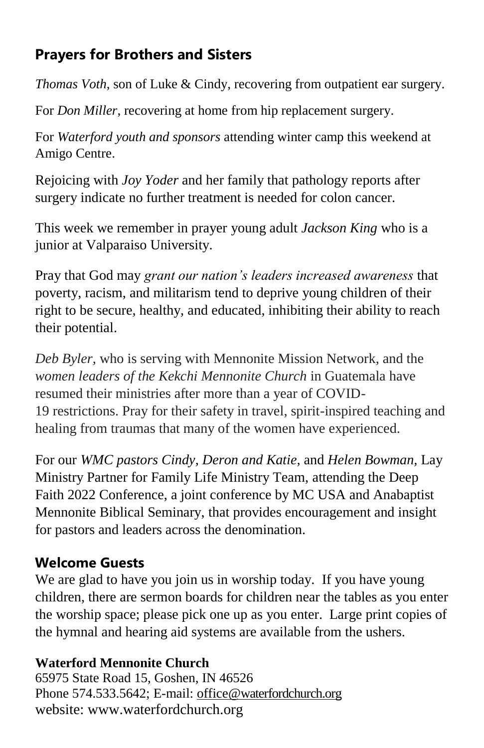## Prayers for Brothers and Sisters

*Thomas Voth*, son of Luke & Cindy, recovering from outpatient ear surgery.

For *Don Miller*, recovering at home from hip replacement surgery.

For *Waterford youth and sponsors* attending winter camp this weekend at Amigo Centre.

Rejoicing with *Joy Yoder* and her family that pathology reports after surgery indicate no further treatment is needed for colon cancer.

This week we remember in prayer young adult *Jackson King* who is a junior at Valparaiso University.

Pray that God may *grant our nation's leaders increased awareness* that poverty, racism, and militarism tend to deprive young children of their right to be secure, healthy, and educated, inhibiting their ability to reach their potential.

*Deb Byler*, who is serving with Mennonite Mission Network, and the *women leaders of the Kekchi Mennonite Church* in Guatemala have resumed their ministries after more than a year of COVID-19 restrictions. Pray for their safety in travel, spirit-inspired teaching and healing from traumas that many of the women have experienced.

For our *WMC pastors Cindy, Deron and Katie,* and *Helen Bowman,* Lay Ministry Partner for Family Life Ministry Team, attending the Deep Faith 2022 Conference, a joint conference by MC USA and Anabaptist Mennonite Biblical Seminary, that provides encouragement and insight for pastors and leaders across the denomination.

## Welcome Guests

We are glad to have you join us in worship today. If you have young children, there are sermon boards for children near the tables as you enter the worship space; please pick one up as you enter. Large print copies of the hymnal and hearing aid systems are available from the ushers.

**Waterford Mennonite Church**
65975 State Road 15, Goshen, IN 46526
Phone 574.533.5642; E-mail: office@waterfordchurch.org
website: www.waterfordchurch.org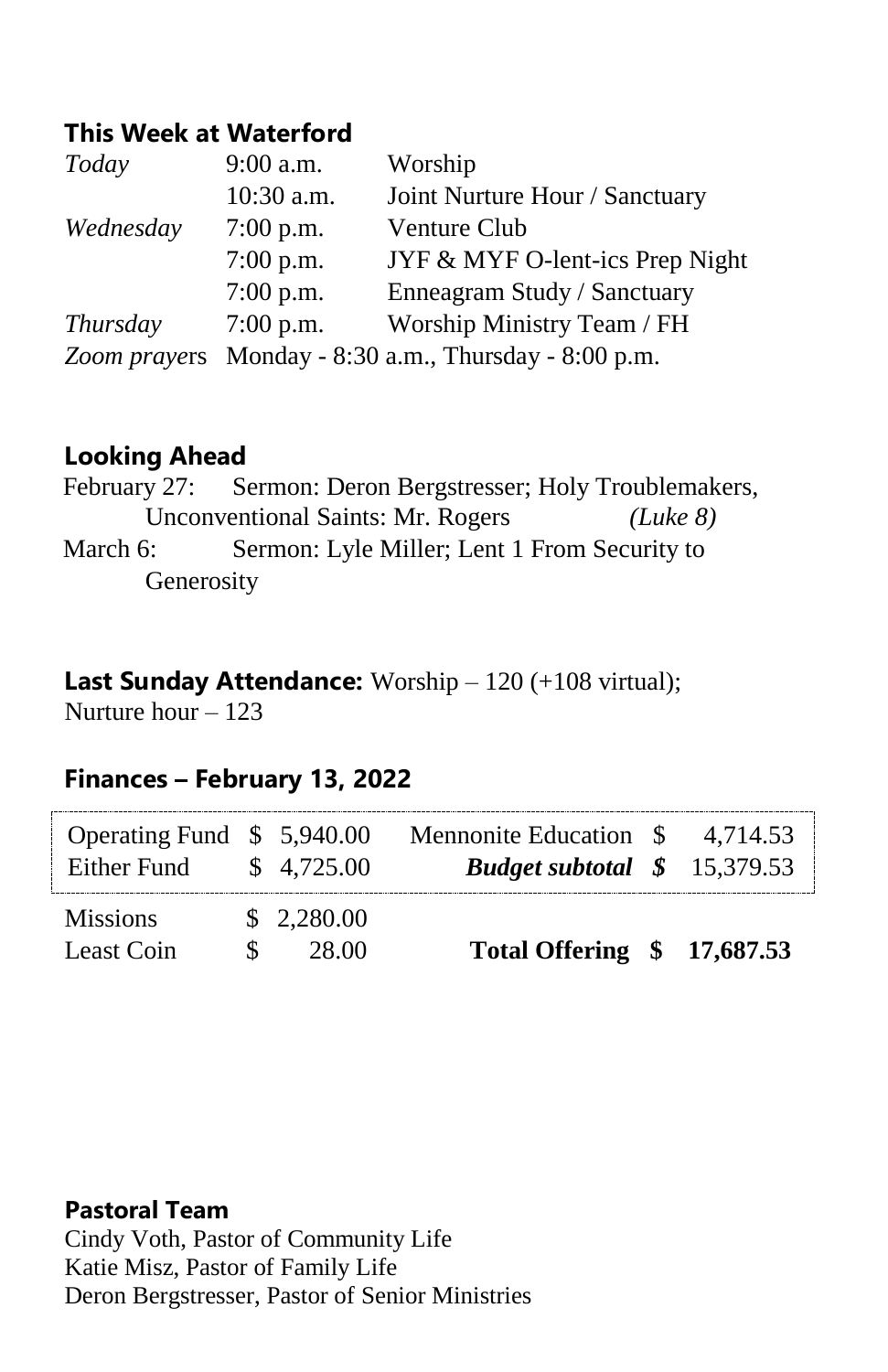## This Week at Waterford

| | | |
|---|---|---|
| *Today* | 9:00 a.m. | Worship |
| | 10:30 a.m. | Joint Nurture Hour / Sanctuary |
| *Wednesday* | 7:00 p.m. | Venture Club |
| | 7:00 p.m. | JYF & MYF O-lent-ics Prep Night |
| | 7:00 p.m. | Enneagram Study / Sanctuary |
| *Thursday* | 7:00 p.m. | Worship Ministry Team / FH |

*Zoom praye*rs Monday - 8:30 a.m., Thursday - 8:00 p.m.

## Looking Ahead

February 27: Sermon: Deron Bergstresser; Holy Troublemakers, Unconventional Saints: Mr. Rogers *(Luke 8)*

March 6: Sermon: Lyle Miller; Lent 1 From Security to Generosity

**Last Sunday Attendance:** Worship – 120 (+108 virtual); Nurture hour – 123

## Finances – February 13, 2022

| | | | |
|---|---|---|---|
| Operating Fund | $ 5,940.00 | Mennonite Education | $ 4,714.53 |
| Either Fund | $ 4,725.00 | ***Budget subtotal*** | ***$*** 15,379.53 |
| Missions | $ 2,280.00 | | |
| Least Coin | $ 28.00 | **Total Offering** | **$ 17,687.53** |

## Pastoral Team

Cindy Voth, Pastor of Community Life
Katie Misz, Pastor of Family Life
Deron Bergstresser, Pastor of Senior Ministries